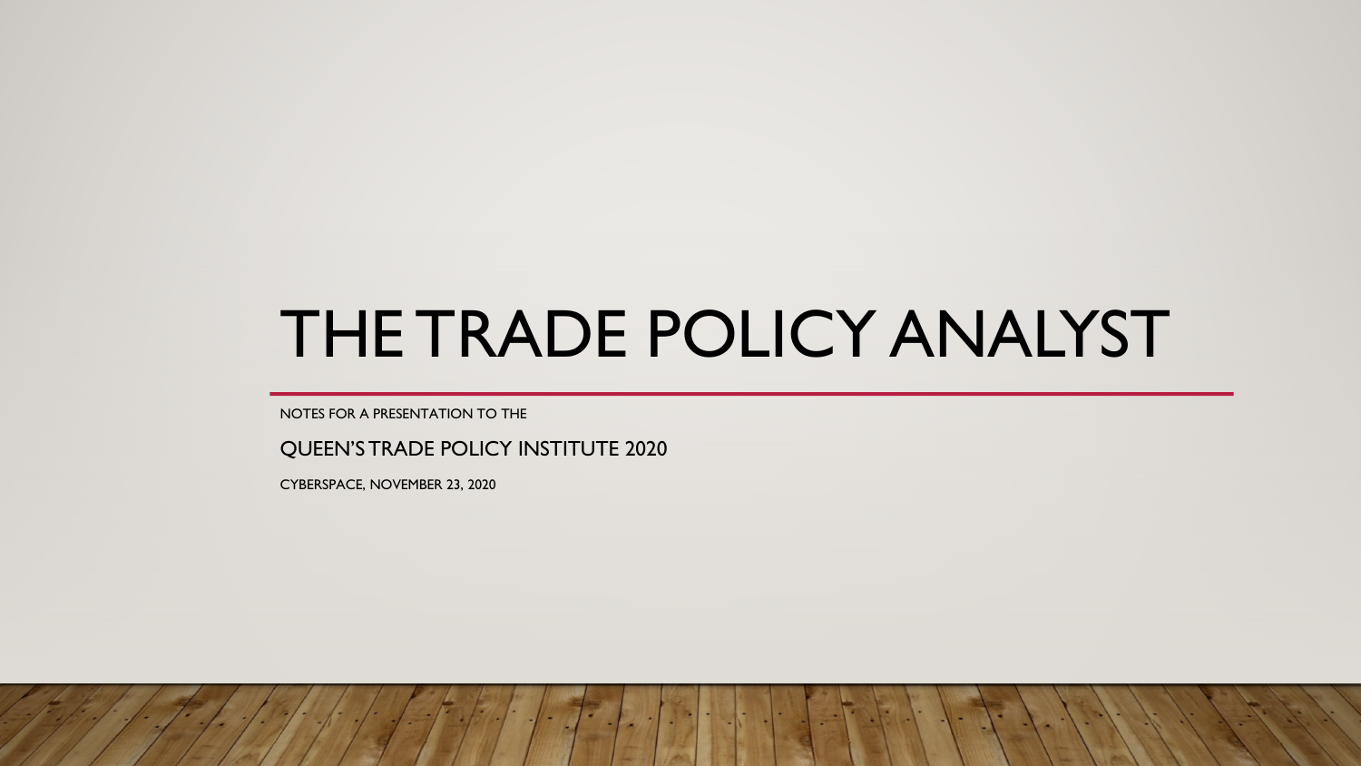# THE TRADE POLICY ANALYST

NOTES FOR A PRESENTATION TO THE

QUEEN'S TRADE POLICY INSTITUTE 2020

CYBERSPACE, NOVEMBER 23, 2020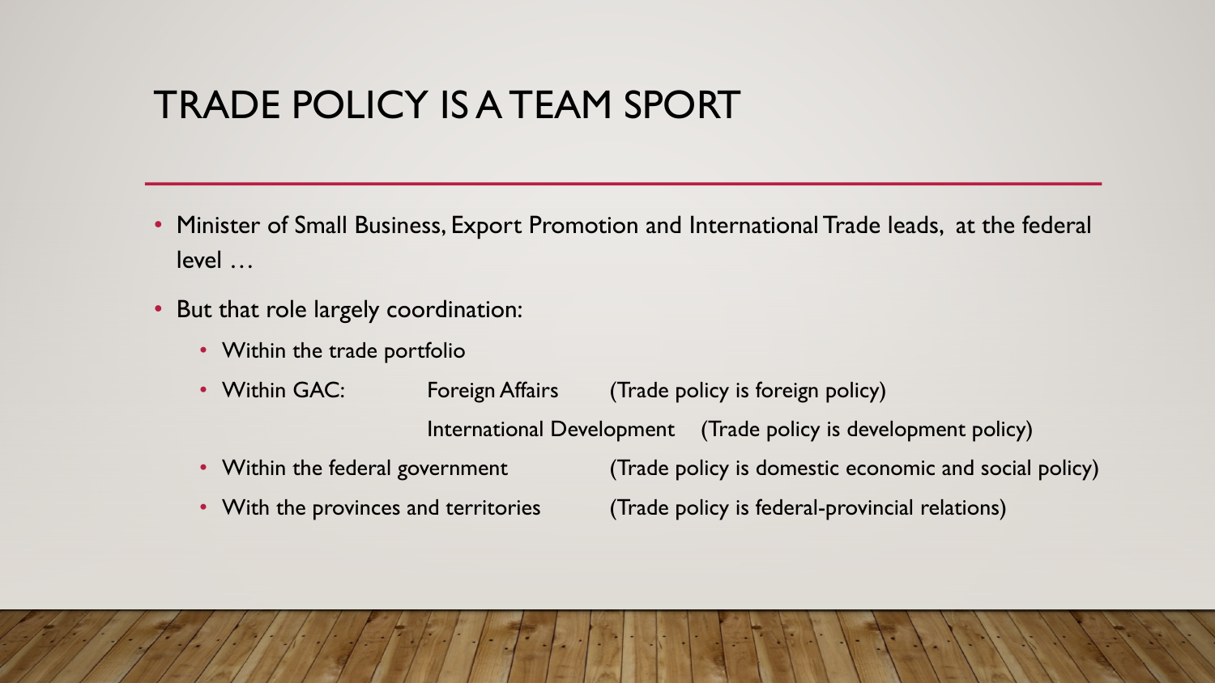# TRADE POLICY IS A TEAM SPORT

- Minister of Small Business, Export Promotion and International Trade leads, at the federal level …
- But that role largely coordination:
  - Within the trade portfolio
  - Within GAC: Foreign Affairs (Trade policy is foreign policy)
    International Development (Trade policy is development policy)
  - Within the federal government (Trade policy is domestic economic and social policy)
  - With the provinces and territories (Trade policy is federal-provincial relations)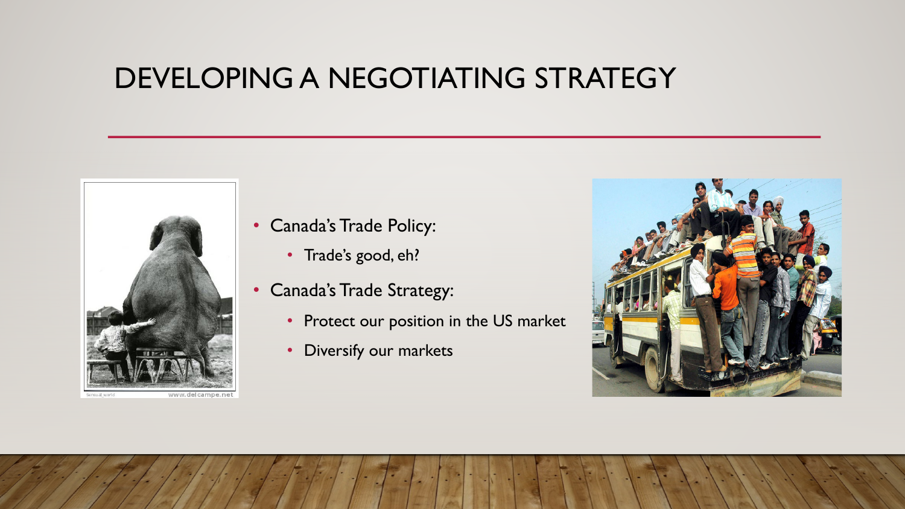# DEVELOPING A NEGOTIATING STRATEGY

- Canada's Trade Policy:
  - Trade's good, eh?
- Canada's Trade Strategy:
  - Protect our position in the US market
  - Diversify our markets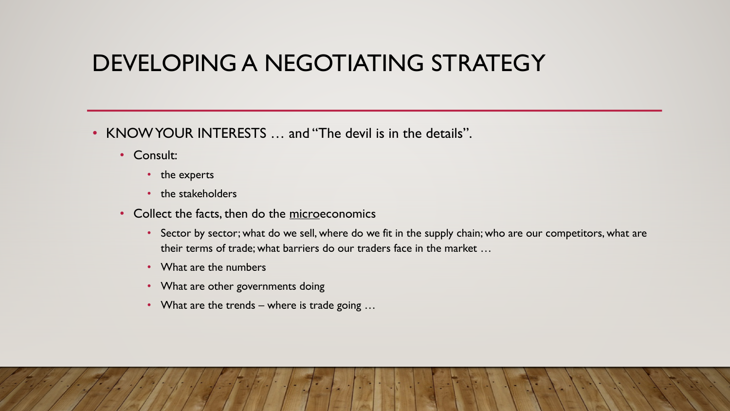# DEVELOPING A NEGOTIATING STRATEGY

- KNOW YOUR INTERESTS … and "The devil is in the details".
  - Consult:
    - the experts
    - the stakeholders
  - Collect the facts, then do the <u>micro</u>economics
    - Sector by sector; what do we sell, where do we fit in the supply chain; who are our competitors, what are their terms of trade; what barriers do our traders face in the market …
    - What are the numbers
    - What are other governments doing
    - What are the trends – where is trade going …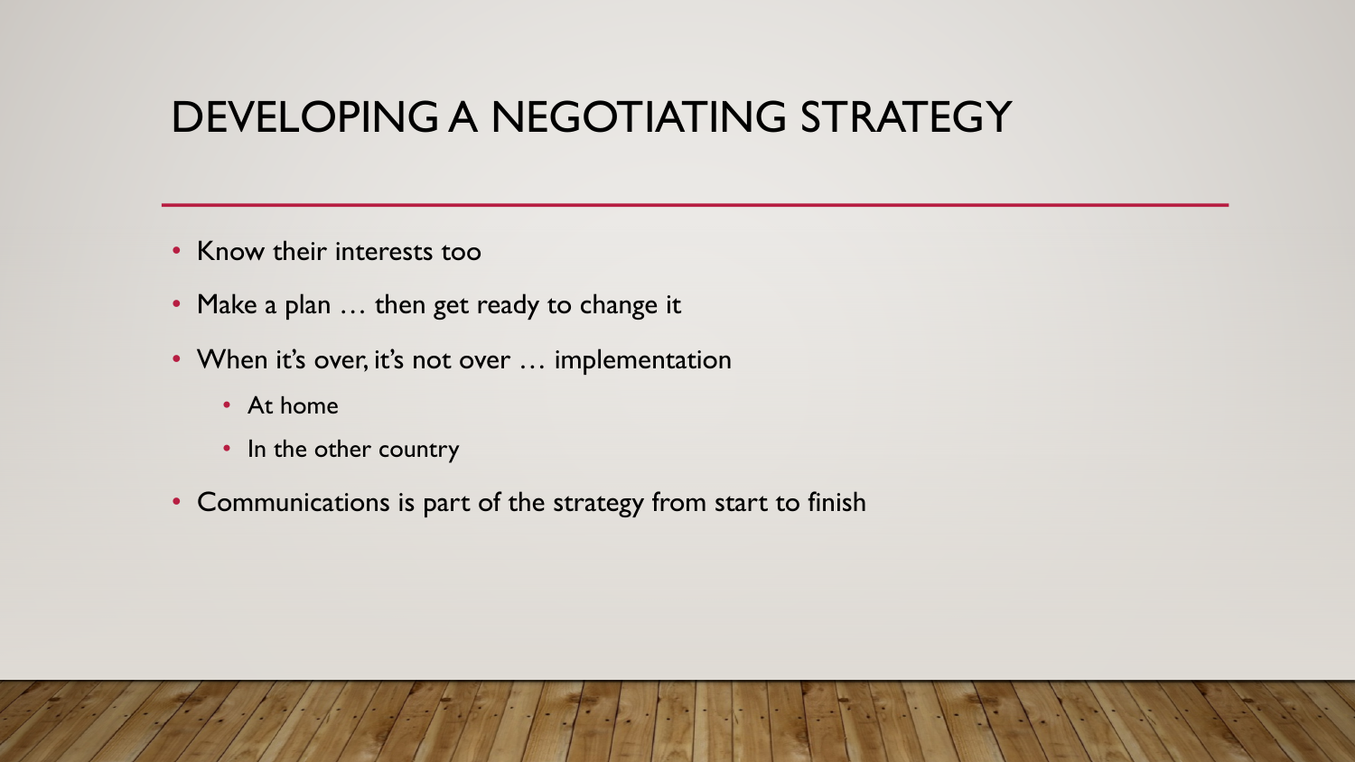# DEVELOPING A NEGOTIATING STRATEGY

- Know their interests too
- Make a plan … then get ready to change it
- When it's over, it's not over … implementation
  - At home
  - In the other country
- Communications is part of the strategy from start to finish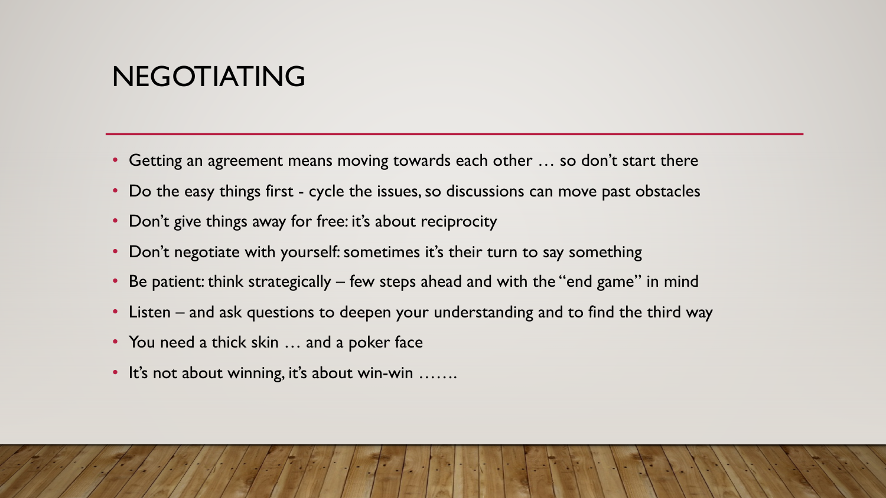# NEGOTIATING

- Getting an agreement means moving towards each other … so don't start there
- Do the easy things first - cycle the issues, so discussions can move past obstacles
- Don't give things away for free: it's about reciprocity
- Don't negotiate with yourself: sometimes it's their turn to say something
- Be patient: think strategically – few steps ahead and with the "end game" in mind
- Listen – and ask questions to deepen your understanding and to find the third way
- You need a thick skin … and a poker face
- It's not about winning, it's about win-win …….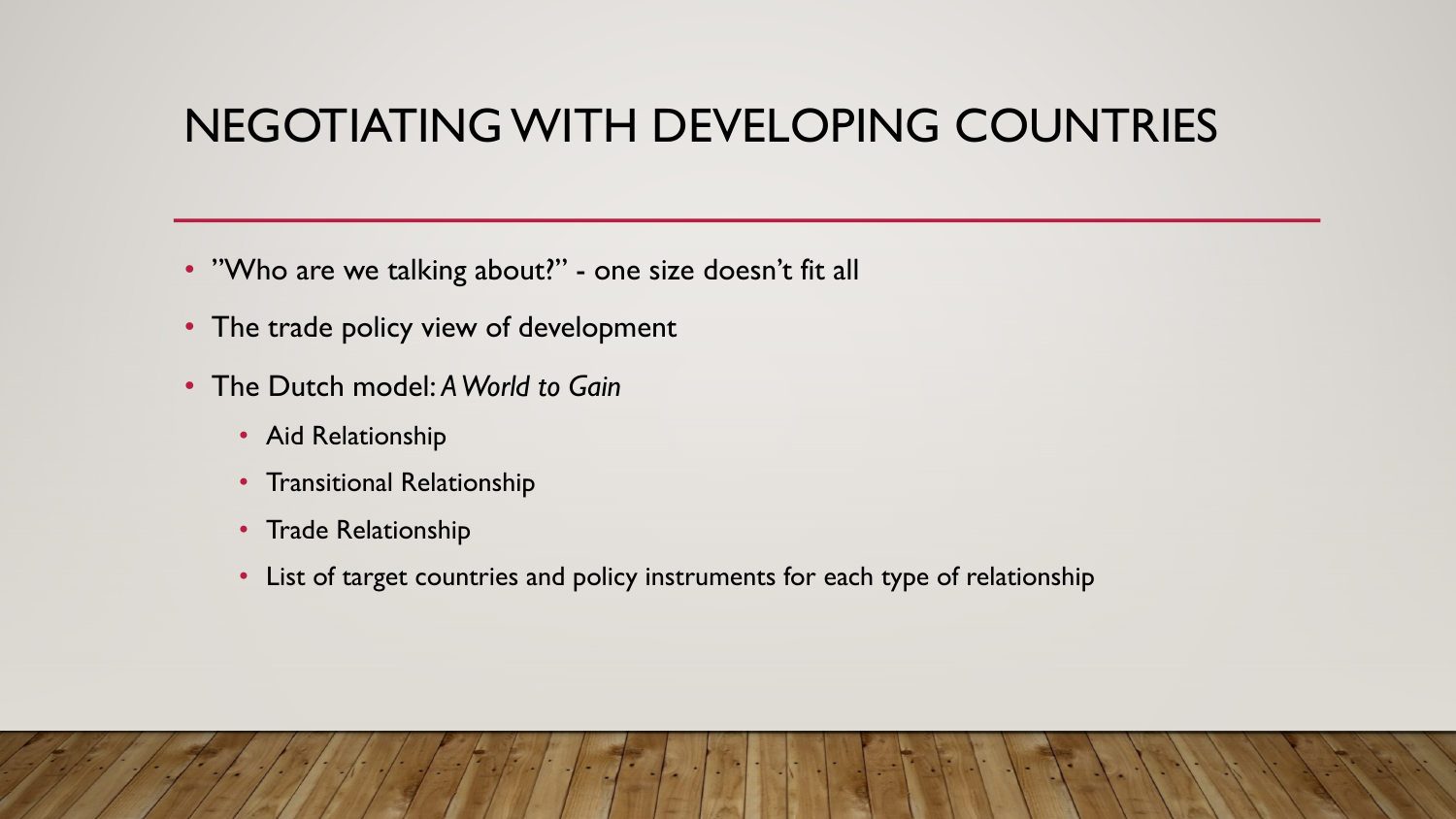# NEGOTIATING WITH DEVELOPING COUNTRIES

- "Who are we talking about?" - one size doesn't fit all
- The trade policy view of development
- The Dutch model: *A World to Gain*
  - Aid Relationship
  - Transitional Relationship
  - Trade Relationship
  - List of target countries and policy instruments for each type of relationship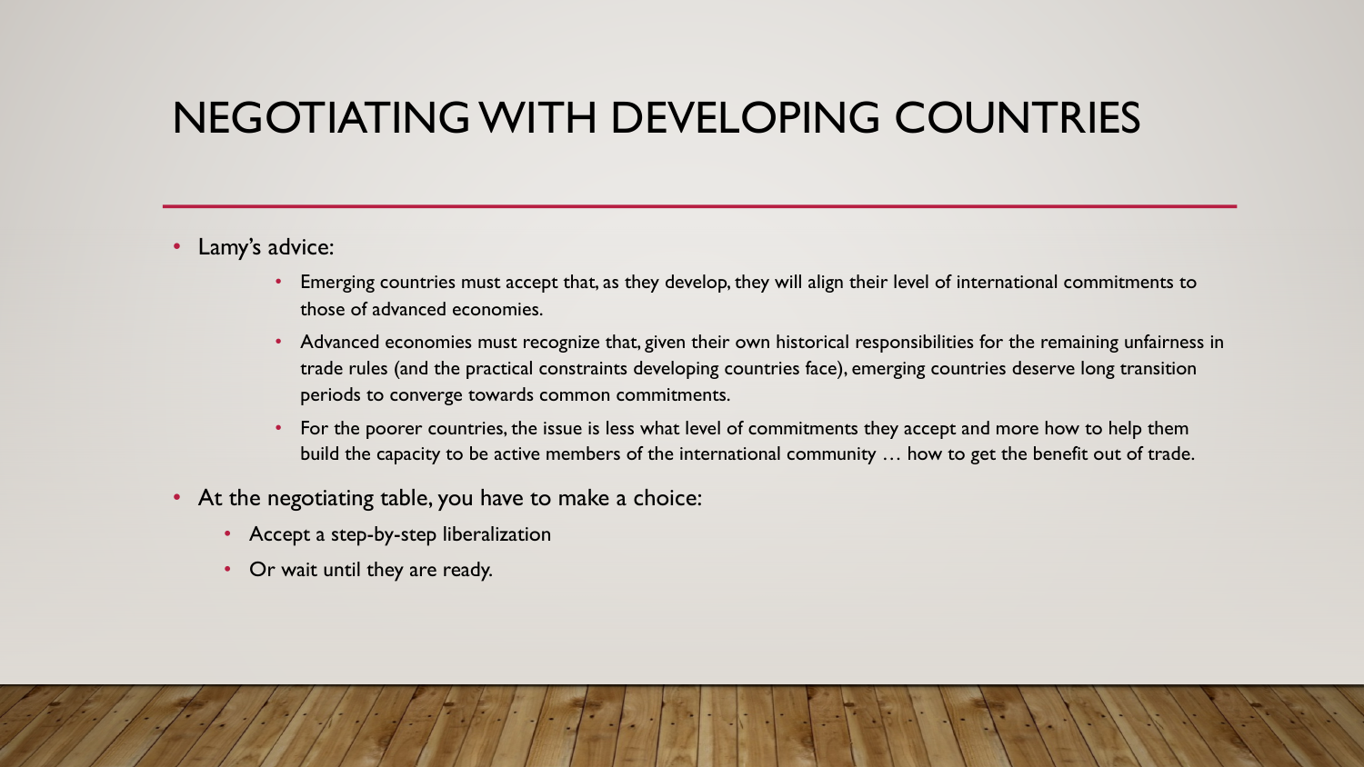# NEGOTIATING WITH DEVELOPING COUNTRIES

- Lamy's advice:
    - Emerging countries must accept that, as they develop, they will align their level of international commitments to those of advanced economies.
    - Advanced economies must recognize that, given their own historical responsibilities for the remaining unfairness in trade rules (and the practical constraints developing countries face), emerging countries deserve long transition periods to converge towards common commitments.
    - For the poorer countries, the issue is less what level of commitments they accept and more how to help them build the capacity to be active members of the international community … how to get the benefit out of trade.
- At the negotiating table, you have to make a choice:
    - Accept a step-by-step liberalization
    - Or wait until they are ready.